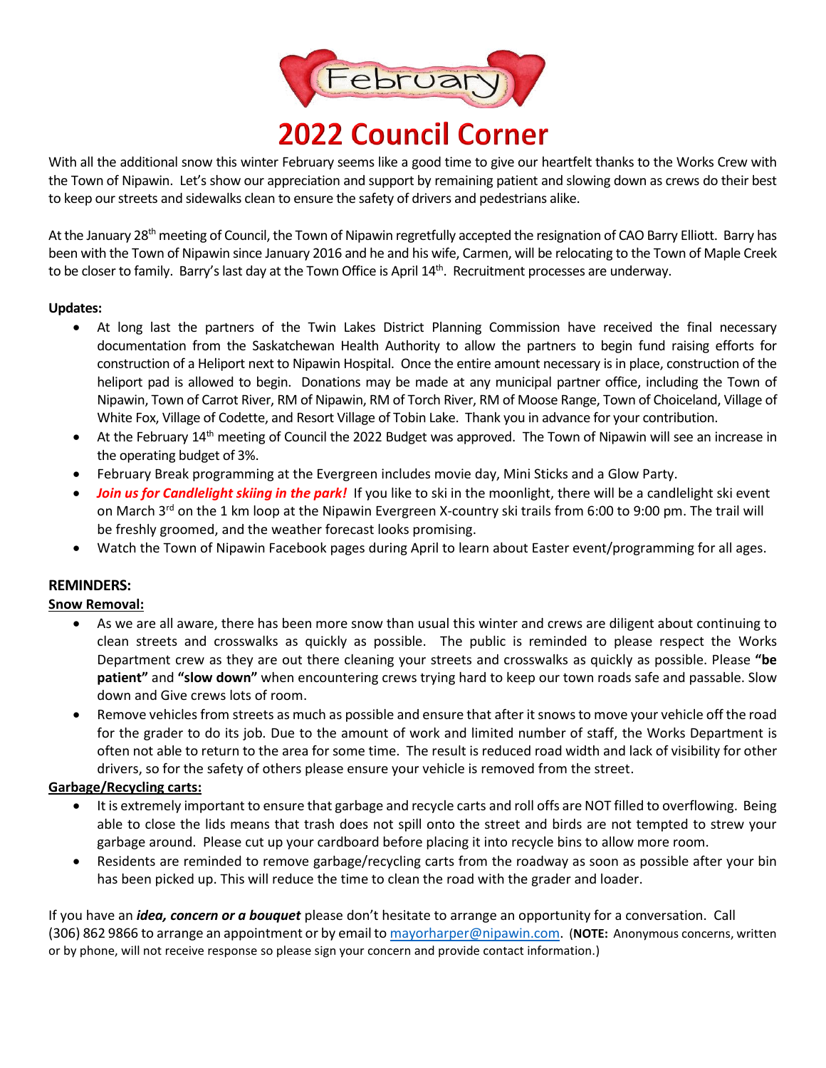# February

# 2022 Council Corner

With all the additional snow this winter February seems like a good time to give our heartfelt thanks to the Works Crew with the Town of Nipawin. Let's show our appreciation and support by remaining patient and slowing down as crews do their best to keep our streets and sidewalks clean to ensure the safety of drivers and pedestrians alike.

At the January 28th meeting of Council, the Town of Nipawin regretfully accepted the resignation of CAO Barry Elliott. Barry has been with the Town of Nipawin since January 2016 and he and his wife, Carmen, will be relocating to the Town of Maple Creek to be closer to family. Barry's last day at the Town Office is April 14th. Recruitment processes are underway.

**Updates:**

- At long last the partners of the Twin Lakes District Planning Commission have received the final necessary documentation from the Saskatchewan Health Authority to allow the partners to begin fund raising efforts for construction of a Heliport next to Nipawin Hospital. Once the entire amount necessary is in place, construction of the heliport pad is allowed to begin. Donations may be made at any municipal partner office, including the Town of Nipawin, Town of Carrot River, RM of Nipawin, RM of Torch River, RM of Moose Range, Town of Choiceland, Village of White Fox, Village of Codette, and Resort Village of Tobin Lake. Thank you in advance for your contribution.
- At the February 14th meeting of Council the 2022 Budget was approved. The Town of Nipawin will see an increase in the operating budget of 3%.
- February Break programming at the Evergreen includes movie day, Mini Sticks and a Glow Party.
- ***Join us for Candlelight skiing in the park!*** If you like to ski in the moonlight, there will be a candlelight ski event on March 3rd on the 1 km loop at the Nipawin Evergreen X-country ski trails from 6:00 to 9:00 pm. The trail will be freshly groomed, and the weather forecast looks promising.
- Watch the Town of Nipawin Facebook pages during April to learn about Easter event/programming for all ages.

## REMINDERS:

**Snow Removal:**

- As we are all aware, there has been more snow than usual this winter and crews are diligent about continuing to clean streets and crosswalks as quickly as possible. The public is reminded to please respect the Works Department crew as they are out there cleaning your streets and crosswalks as quickly as possible. Please **"be patient"** and **"slow down"** when encountering crews trying hard to keep our town roads safe and passable. Slow down and Give crews lots of room.
- Remove vehicles from streets as much as possible and ensure that after it snows to move your vehicle off the road for the grader to do its job. Due to the amount of work and limited number of staff, the Works Department is often not able to return to the area for some time. The result is reduced road width and lack of visibility for other drivers, so for the safety of others please ensure your vehicle is removed from the street.

**Garbage/Recycling carts:**

- It is extremely important to ensure that garbage and recycle carts and roll offs are NOT filled to overflowing. Being able to close the lids means that trash does not spill onto the street and birds are not tempted to strew your garbage around. Please cut up your cardboard before placing it into recycle bins to allow more room.
- Residents are reminded to remove garbage/recycling carts from the roadway as soon as possible after your bin has been picked up. This will reduce the time to clean the road with the grader and loader.

If you have an ***idea, concern or a bouquet*** please don't hesitate to arrange an opportunity for a conversation. Call (306) 862 9866 to arrange an appointment or by email to mayorharper@nipawin.com. (**NOTE:** Anonymous concerns, written or by phone, will not receive response so please sign your concern and provide contact information.)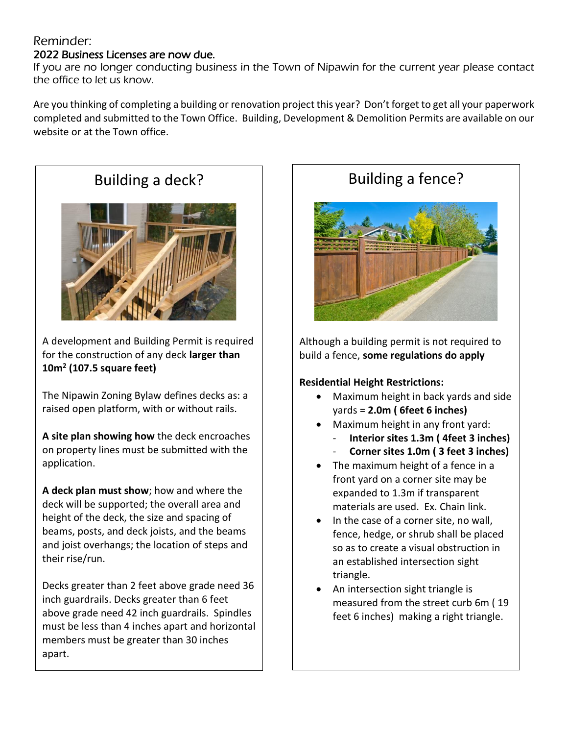Reminder:

2022 Business Licenses are now due.

*If you are no longer conducting business in the Town of Nipawin for the current year please contact the office to let us know.*

Are you thinking of completing a building or renovation project this year? Don't forget to get all your paperwork completed and submitted to the Town Office. Building, Development & Demolition Permits are available on our website or at the Town office.

## Building a deck?

A development and Building Permit is required for the construction of any deck **larger than 10m$^2$ (107.5 square feet)**

The Nipawin Zoning Bylaw defines decks as: a raised open platform, with or without rails.

**A site plan showing how** the deck encroaches on property lines must be submitted with the application.

**A deck plan must show**; how and where the deck will be supported; the overall area and height of the deck, the size and spacing of beams, posts, and deck joists, and the beams and joist overhangs; the location of steps and their rise/run.

Decks greater than 2 feet above grade need 36 inch guardrails. Decks greater than 6 feet above grade need 42 inch guardrails. Spindles must be less than 4 inches apart and horizontal members must be greater than 30 inches apart.

## Building a fence?

Although a building permit is not required to build a fence, **some regulations do apply**

**Residential Height Restrictions:**

- Maximum height in back yards and side yards = **2.0m ( 6feet 6 inches)**
- Maximum height in any front yard:
  - **Interior sites 1.3m ( 4feet 3 inches)**
  - **Corner sites 1.0m ( 3 feet 3 inches)**
- The maximum height of a fence in a front yard on a corner site may be expanded to 1.3m if transparent materials are used. Ex. Chain link.
- In the case of a corner site, no wall, fence, hedge, or shrub shall be placed so as to create a visual obstruction in an established intersection sight triangle.
- An intersection sight triangle is measured from the street curb 6m ( 19 feet 6 inches) making a right triangle.